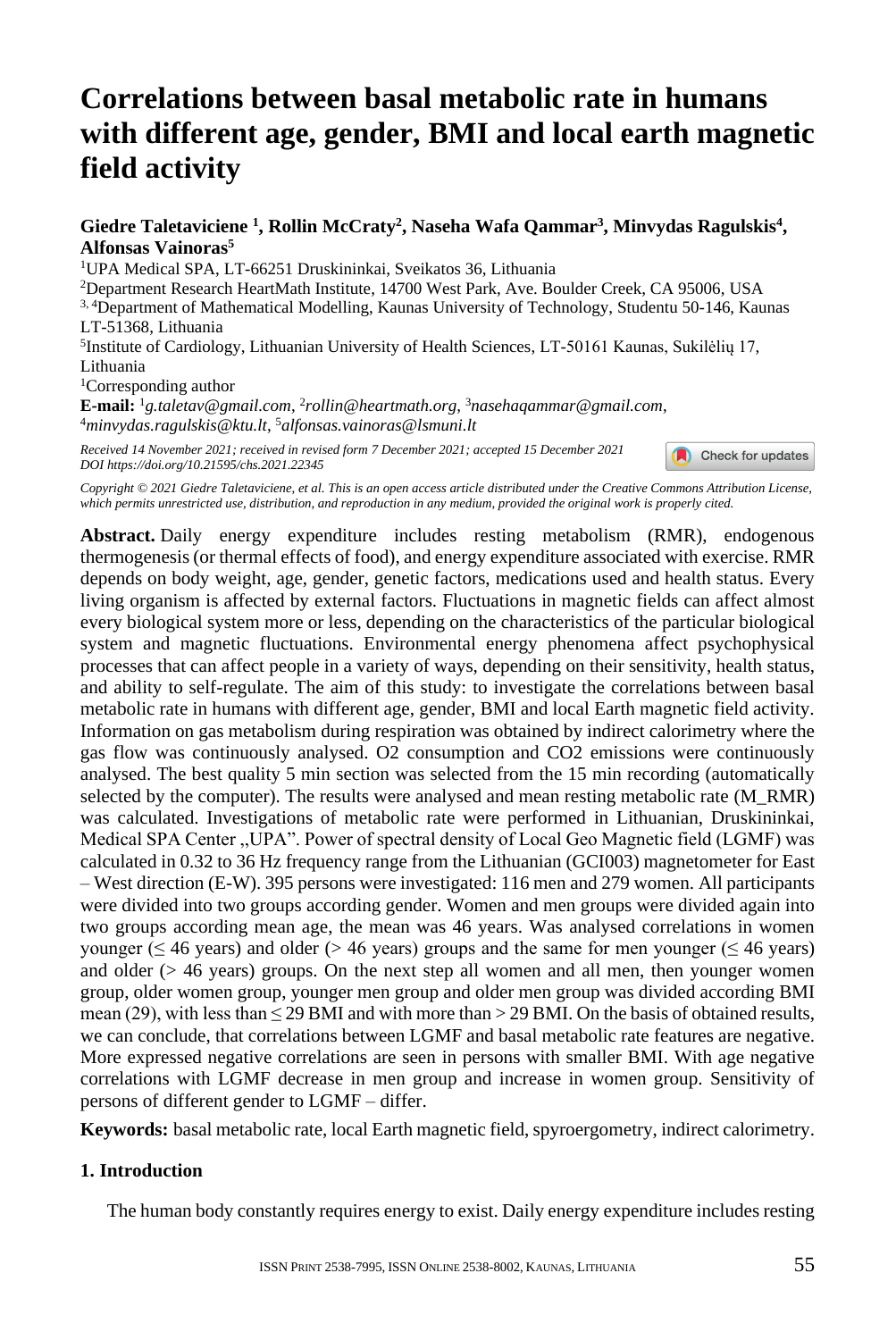# Correlations between basal metabolic rate in humans with different age, gender, BMI and local earth magnetic field activity

**Giedre Taletaviciene [1], Rollin McCraty[2], Naseha Wafa Qammar[3], Minvydas Ragulskis[4], Alfonsas Vainoras[5]**

[1]UPA Medical SPA, LT-66251 Druskininkai, Sveikatos 36, Lithuania

[2]Department Research HeartMath Institute, 14700 West Park, Ave. Boulder Creek, CA 95006, USA

[3, 4]Department of Mathematical Modelling, Kaunas University of Technology, Studentu 50-146, Kaunas LT-51368, Lithuania

[5]Institute of Cardiology, Lithuanian University of Health Sciences, LT-50161 Kaunas, Sukilėlių 17, Lithuania

[1]Corresponding author

**E-mail:** [1]*g.taletav@gmail.com*, [2]*rollin@heartmath.org*, [3]*nasehaqammar@gmail.com*, [4]*minvydas.ragulskis@ktu.lt*, [5]*alfonsas.vainoras@lsmuni.lt*

*Received 14 November 2021; received in revised form 7 December 2021; accepted 15 December 2021*
*DOI https://doi.org/10.21595/chs.2021.22345*

*Copyright © 2021 Giedre Taletaviciene, et al. This is an open access article distributed under the Creative Commons Attribution License, which permits unrestricted use, distribution, and reproduction in any medium, provided the original work is properly cited.*

**Abstract.** Daily energy expenditure includes resting metabolism (RMR), endogenous thermogenesis (or thermal effects of food), and energy expenditure associated with exercise. RMR depends on body weight, age, gender, genetic factors, medications used and health status. Every living organism is affected by external factors. Fluctuations in magnetic fields can affect almost every biological system more or less, depending on the characteristics of the particular biological system and magnetic fluctuations. Environmental energy phenomena affect psychophysical processes that can affect people in a variety of ways, depending on their sensitivity, health status, and ability to self-regulate. The aim of this study: to investigate the correlations between basal metabolic rate in humans with different age, gender, BMI and local Earth magnetic field activity. Information on gas metabolism during respiration was obtained by indirect calorimetry where the gas flow was continuously analysed. O2 consumption and CO2 emissions were continuously analysed. The best quality 5 min section was selected from the 15 min recording (automatically selected by the computer). The results were analysed and mean resting metabolic rate (M_RMR) was calculated. Investigations of metabolic rate were performed in Lithuanian, Druskininkai, Medical SPA Center „UPA". Power of spectral density of Local Geo Magnetic field (LGMF) was calculated in 0.32 to 36 Hz frequency range from the Lithuanian (GCI003) magnetometer for East – West direction (E-W). 395 persons were investigated: 116 men and 279 women. All participants were divided into two groups according gender. Women and men groups were divided again into two groups according mean age, the mean was 46 years. Was analysed correlations in women younger (≤ 46 years) and older (> 46 years) groups and the same for men younger (≤ 46 years) and older (> 46 years) groups. On the next step all women and all men, then younger women group, older women group, younger men group and older men group was divided according BMI mean (29), with less than ≤ 29 BMI and with more than > 29 BMI. On the basis of obtained results, we can conclude, that correlations between LGMF and basal metabolic rate features are negative. More expressed negative correlations are seen in persons with smaller BMI. With age negative correlations with LGMF decrease in men group and increase in women group. Sensitivity of persons of different gender to LGMF – differ.

**Keywords:** basal metabolic rate, local Earth magnetic field, spyroergometry, indirect calorimetry.

## 1. Introduction

The human body constantly requires energy to exist. Daily energy expenditure includes resting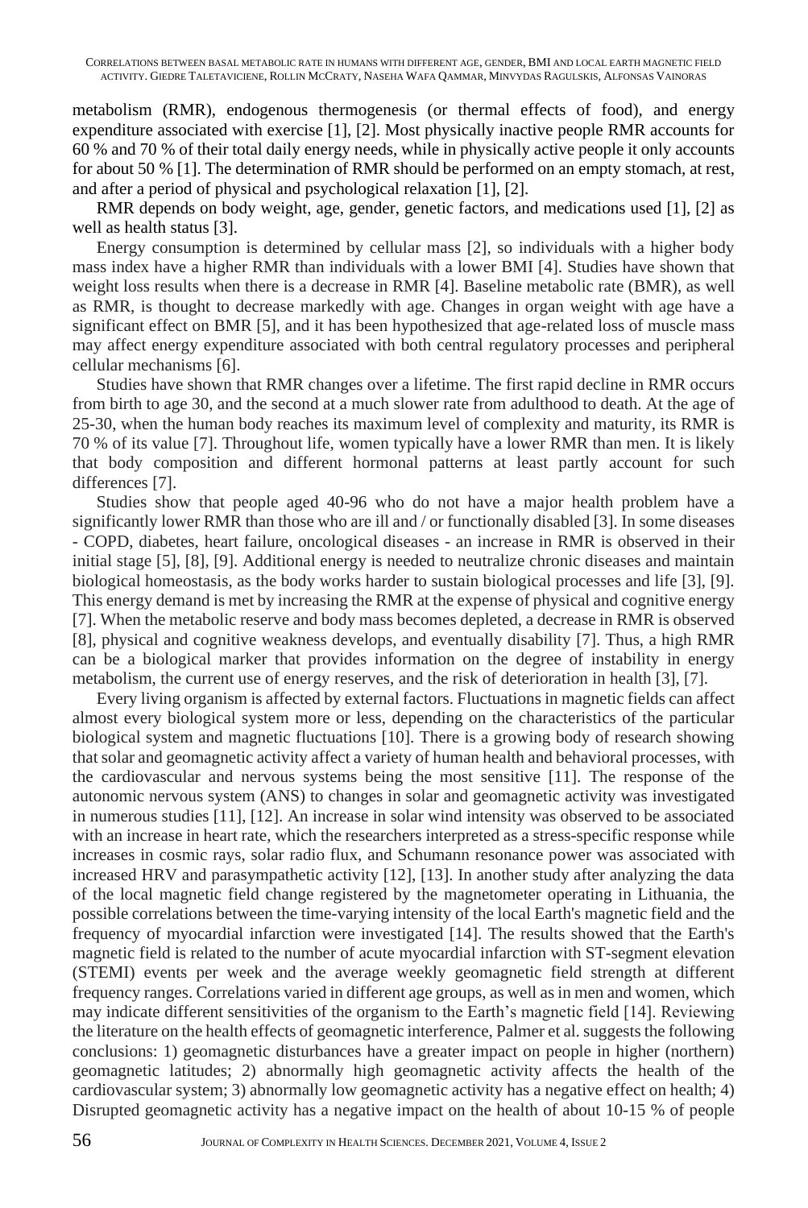metabolism (RMR), endogenous thermogenesis (or thermal effects of food), and energy expenditure associated with exercise [1], [2]. Most physically inactive people RMR accounts for 60 % and 70 % of their total daily energy needs, while in physically active people it only accounts for about 50 % [1]. The determination of RMR should be performed on an empty stomach, at rest, and after a period of physical and psychological relaxation [1], [2].

RMR depends on body weight, age, gender, genetic factors, and medications used [1], [2] as well as health status [3].

Energy consumption is determined by cellular mass [2], so individuals with a higher body mass index have a higher RMR than individuals with a lower BMI [4]. Studies have shown that weight loss results when there is a decrease in RMR [4]. Baseline metabolic rate (BMR), as well as RMR, is thought to decrease markedly with age. Changes in organ weight with age have a significant effect on BMR [5], and it has been hypothesized that age-related loss of muscle mass may affect energy expenditure associated with both central regulatory processes and peripheral cellular mechanisms [6].

Studies have shown that RMR changes over a lifetime. The first rapid decline in RMR occurs from birth to age 30, and the second at a much slower rate from adulthood to death. At the age of 25-30, when the human body reaches its maximum level of complexity and maturity, its RMR is 70 % of its value [7]. Throughout life, women typically have a lower RMR than men. It is likely that body composition and different hormonal patterns at least partly account for such differences [7].

Studies show that people aged 40-96 who do not have a major health problem have a significantly lower RMR than those who are ill and / or functionally disabled [3]. In some diseases - COPD, diabetes, heart failure, oncological diseases - an increase in RMR is observed in their initial stage [5], [8], [9]. Additional energy is needed to neutralize chronic diseases and maintain biological homeostasis, as the body works harder to sustain biological processes and life [3], [9]. This energy demand is met by increasing the RMR at the expense of physical and cognitive energy [7]. When the metabolic reserve and body mass becomes depleted, a decrease in RMR is observed [8], physical and cognitive weakness develops, and eventually disability [7]. Thus, a high RMR can be a biological marker that provides information on the degree of instability in energy metabolism, the current use of energy reserves, and the risk of deterioration in health [3], [7].

Every living organism is affected by external factors. Fluctuations in magnetic fields can affect almost every biological system more or less, depending on the characteristics of the particular biological system and magnetic fluctuations [10]. There is a growing body of research showing that solar and geomagnetic activity affect a variety of human health and behavioral processes, with the cardiovascular and nervous systems being the most sensitive [11]. The response of the autonomic nervous system (ANS) to changes in solar and geomagnetic activity was investigated in numerous studies [11], [12]. An increase in solar wind intensity was observed to be associated with an increase in heart rate, which the researchers interpreted as a stress-specific response while increases in cosmic rays, solar radio flux, and Schumann resonance power was associated with increased HRV and parasympathetic activity [12], [13]. In another study after analyzing the data of the local magnetic field change registered by the magnetometer operating in Lithuania, the possible correlations between the time-varying intensity of the local Earth's magnetic field and the frequency of myocardial infarction were investigated [14]. The results showed that the Earth's magnetic field is related to the number of acute myocardial infarction with ST-segment elevation (STEMI) events per week and the average weekly geomagnetic field strength at different frequency ranges. Correlations varied in different age groups, as well as in men and women, which may indicate different sensitivities of the organism to the Earth's magnetic field [14]. Reviewing the literature on the health effects of geomagnetic interference, Palmer et al. suggests the following conclusions: 1) geomagnetic disturbances have a greater impact on people in higher (northern) geomagnetic latitudes; 2) abnormally high geomagnetic activity affects the health of the cardiovascular system; 3) abnormally low geomagnetic activity has a negative effect on health; 4) Disrupted geomagnetic activity has a negative impact on the health of about 10-15 % of people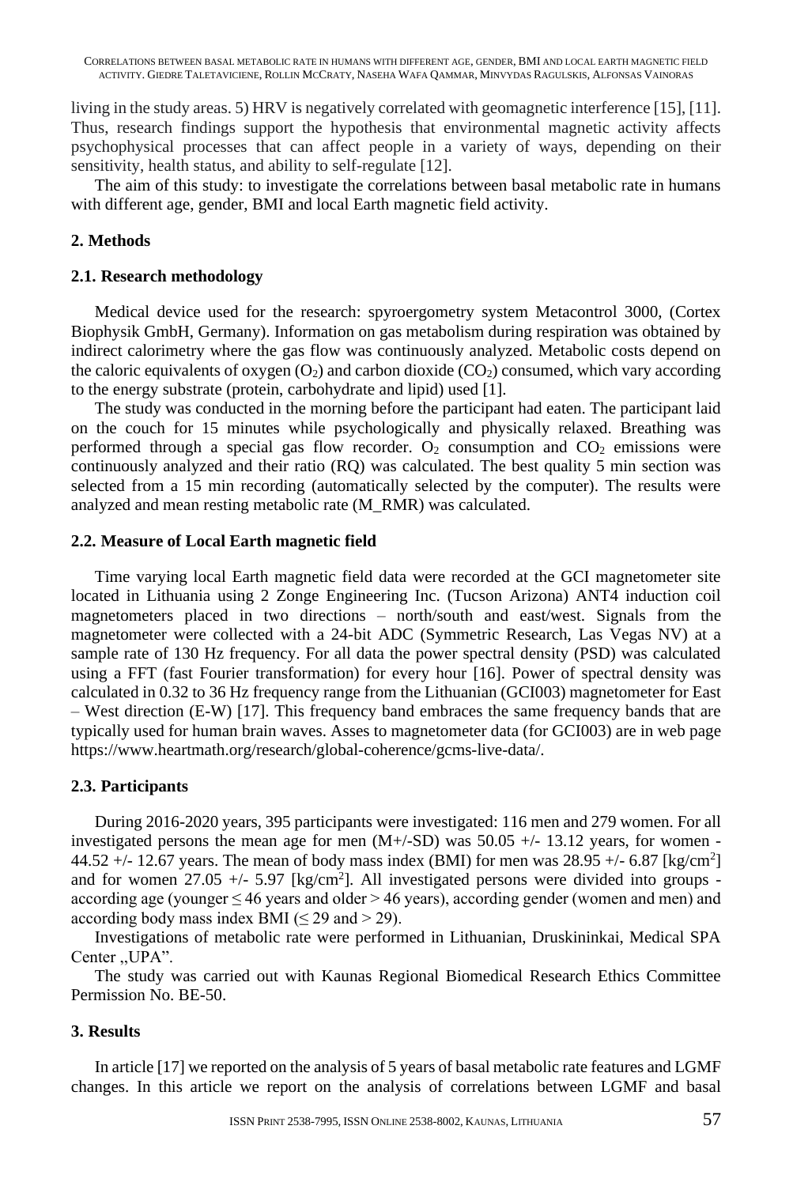living in the study areas. 5) HRV is negatively correlated with geomagnetic interference [15], [11]. Thus, research findings support the hypothesis that environmental magnetic activity affects psychophysical processes that can affect people in a variety of ways, depending on their sensitivity, health status, and ability to self-regulate [12].

The aim of this study: to investigate the correlations between basal metabolic rate in humans with different age, gender, BMI and local Earth magnetic field activity.

## 2. Methods

### 2.1. Research methodology

Medical device used for the research: spyroergometry system Metacontrol 3000, (Cortex Biophysik GmbH, Germany). Information on gas metabolism during respiration was obtained by indirect calorimetry where the gas flow was continuously analyzed. Metabolic costs depend on the caloric equivalents of oxygen ($O_2$) and carbon dioxide ($CO_2$) consumed, which vary according to the energy substrate (protein, carbohydrate and lipid) used [1].

The study was conducted in the morning before the participant had eaten. The participant laid on the couch for 15 minutes while psychologically and physically relaxed. Breathing was performed through a special gas flow recorder. $O_2$ consumption and $CO_2$ emissions were continuously analyzed and their ratio (RQ) was calculated. The best quality 5 min section was selected from a 15 min recording (automatically selected by the computer). The results were analyzed and mean resting metabolic rate (M_RMR) was calculated.

### 2.2. Measure of Local Earth magnetic field

Time varying local Earth magnetic field data were recorded at the GCI magnetometer site located in Lithuania using 2 Zonge Engineering Inc. (Tucson Arizona) ANT4 induction coil magnetometers placed in two directions – north/south and east/west. Signals from the magnetometer were collected with a 24-bit ADC (Symmetric Research, Las Vegas NV) at a sample rate of 130 Hz frequency. For all data the power spectral density (PSD) was calculated using a FFT (fast Fourier transformation) for every hour [16]. Power of spectral density was calculated in 0.32 to 36 Hz frequency range from the Lithuanian (GCI003) magnetometer for East – West direction (E-W) [17]. This frequency band embraces the same frequency bands that are typically used for human brain waves. Asses to magnetometer data (for GCI003) are in web page https://www.heartmath.org/research/global-coherence/gcms-live-data/.

### 2.3. Participants

During 2016-2020 years, 395 participants were investigated: 116 men and 279 women. For all investigated persons the mean age for men (M+/-SD) was 50.05 +/- 13.12 years, for women - 44.52 +/- 12.67 years. The mean of body mass index (BMI) for men was 28.95 +/- 6.87 [kg/cm$^2$] and for women 27.05 +/- 5.97 [kg/cm$^2$]. All investigated persons were divided into groups - according age (younger ≤ 46 years and older > 46 years), according gender (women and men) and according body mass index BMI (≤ 29 and > 29).

Investigations of metabolic rate were performed in Lithuanian, Druskininkai, Medical SPA Center ,,UPA".

The study was carried out with Kaunas Regional Biomedical Research Ethics Committee Permission No. BE-50.

## 3. Results

In article [17] we reported on the analysis of 5 years of basal metabolic rate features and LGMF changes. In this article we report on the analysis of correlations between LGMF and basal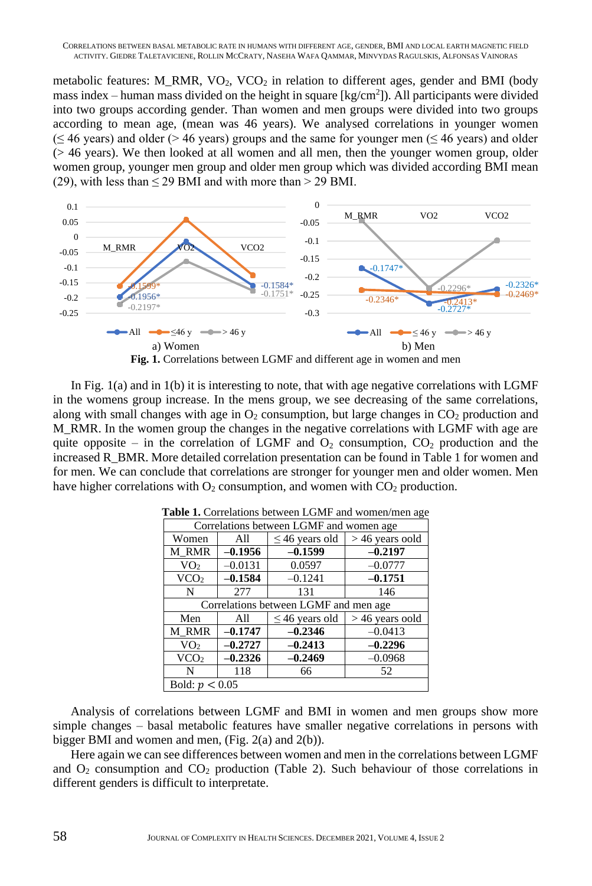metabolic features: M_RMR, $VO_2$, $VCO_2$ in relation to different ages, gender and BMI (body mass index – human mass divided on the height in square [kg/cm$^2$]). All participants were divided into two groups according gender. Than women and men groups were divided into two groups according to mean age, (mean was 46 years). We analysed correlations in younger women (≤ 46 years) and older (> 46 years) groups and the same for younger men (≤ 46 years) and older (> 46 years). We then looked at all women and all men, then the younger women group, older women group, younger men group and older men group which was divided according BMI mean (29), with less than ≤ 29 BMI and with more than > 29 BMI.

a) Women

b) Men

**Fig. 1.** Correlations between LGMF and different age in women and men

In Fig. 1(a) and in 1(b) it is interesting to note, that with age negative correlations with LGMF in the womens group increase. In the mens group, we see decreasing of the same correlations, along with small changes with age in $O_2$ consumption, but large changes in $CO_2$ production and M_RMR. In the women group the changes in the negative correlations with LGMF with age are quite opposite – in the correlation of LGMF and $O_2$ consumption, $CO_2$ production and the increased R_BMR. More detailed correlation presentation can be found in Table 1 for women and for men. We can conclude that correlations are stronger for younger men and older women. Men have higher correlations with $O_2$ consumption, and women with $CO_2$ production.

**Table 1.** Correlations between LGMF and women/men age

| Correlations between LGMF and women age | | | |
|---|---|---|---|
| Women | All | ≤ 46 years old | > 46 years oold |
| M_RMR | **–0.1956** | **–0.1599** | **–0.2197** |
| $VO_2$ | –0.0131 | 0.0597 | –0.0777 |
| $VCO_2$ | **–0.1584** | –0.1241 | **–0.1751** |
| N | 277 | 131 | 146 |
| **Correlations between LGMF and men age** | | | |
| Men | All | ≤ 46 years old | > 46 years oold |
| M_RMR | **–0.1747** | **–0.2346** | –0.0413 |
| $VO_2$ | **–0.2727** | **–0.2413** | **–0.2296** |
| $VCO_2$ | **–0.2326** | **–0.2469** | –0.0968 |
| N | 118 | 66 | 52 |
| Bold: $p < 0.05$ | | | |

Analysis of correlations between LGMF and BMI in women and men groups show more simple changes – basal metabolic features have smaller negative correlations in persons with bigger BMI and women and men, (Fig. 2(a) and 2(b)).

Here again we can see differences between women and men in the correlations between LGMF and $O_2$ consumption and $CO_2$ production (Table 2). Such behaviour of those correlations in different genders is difficult to interpretate.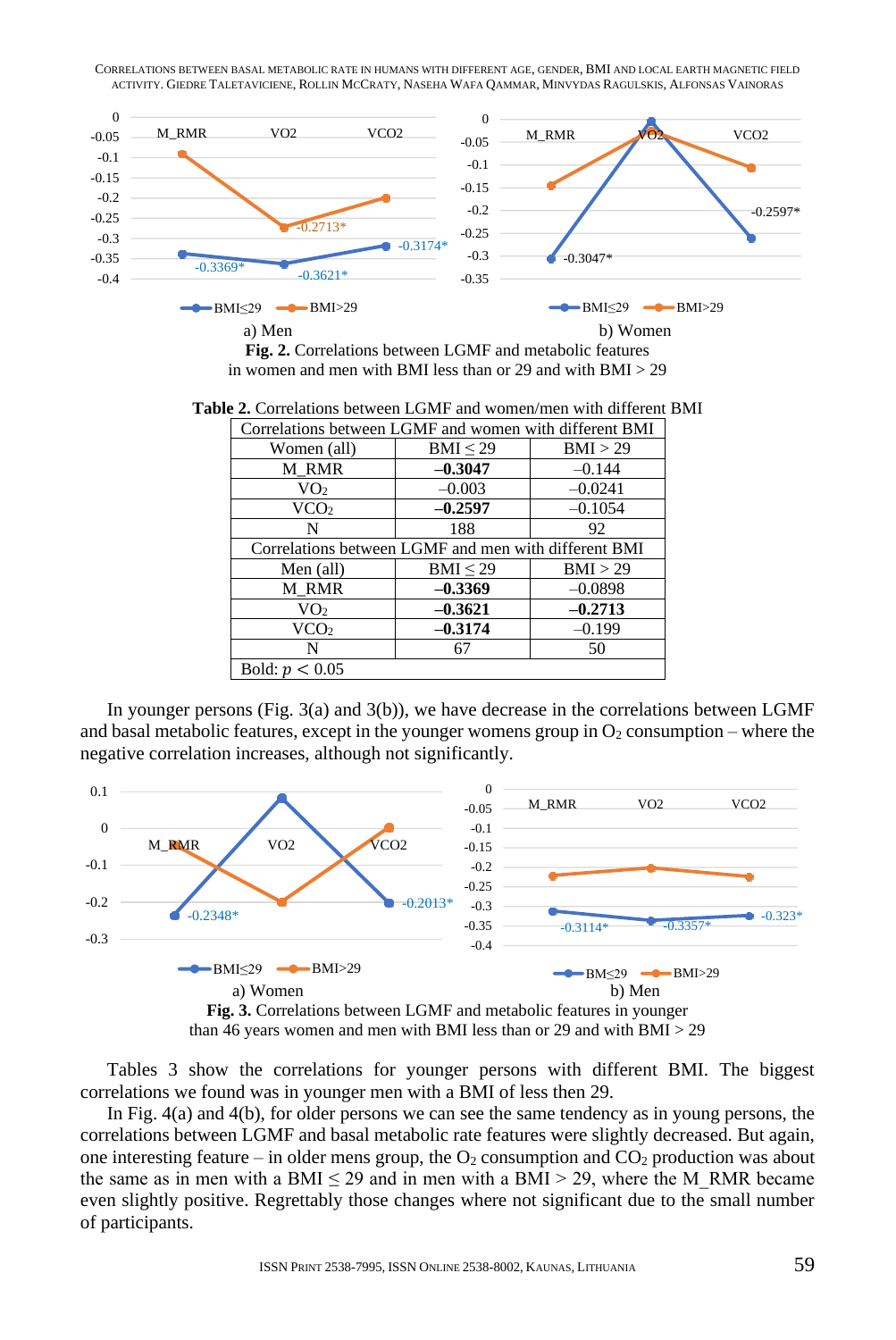**Fig. 2.** Correlations between LGMF and metabolic features in women and men with BMI less than or 29 and with BMI > 29

a) Men b) Women

**Table 2.** Correlations between LGMF and women/men with different BMI

| Correlations between LGMF and women with different BMI | | |
|---|---|---|
| Women (all) | BMI ≤ 29 | BMI > 29 |
| M_RMR | **–0.3047** | –0.144 |
| $VO_2$ | –0.003 | –0.0241 |
| $VCO_2$ | **–0.2597** | –0.1054 |
| N | 188 | 92 |
| Correlations between LGMF and men with different BMI | | |
| Men (all) | BMI ≤ 29 | BMI > 29 |
| M_RMR | **–0.3369** | –0.0898 |
| $VO_2$ | **–0.3621** | **–0.2713** |
| $VCO_2$ | **–0.3174** | –0.199 |
| N | 67 | 50 |
| Bold: $p < 0.05$ | | |

In younger persons (Fig. 3(a) and 3(b)), we have decrease in the correlations between LGMF and basal metabolic features, except in the younger womens group in $O_2$ consumption – where the negative correlation increases, although not significantly.

a) Women b) Men

**Fig. 3.** Correlations between LGMF and metabolic features in younger than 46 years women and men with BMI less than or 29 and with BMI > 29

Tables 3 show the correlations for younger persons with different BMI. The biggest correlations we found was in younger men with a BMI of less then 29.

In Fig. 4(a) and 4(b), for older persons we can see the same tendency as in young persons, the correlations between LGMF and basal metabolic rate features were slightly decreased. But again, one interesting feature – in older mens group, the $O_2$ consumption and $CO_2$ production was about the same as in men with a BMI ≤ 29 and in men with a BMI > 29, where the M_RMR became even slightly positive. Regrettably those changes where not significant due to the small number of participants.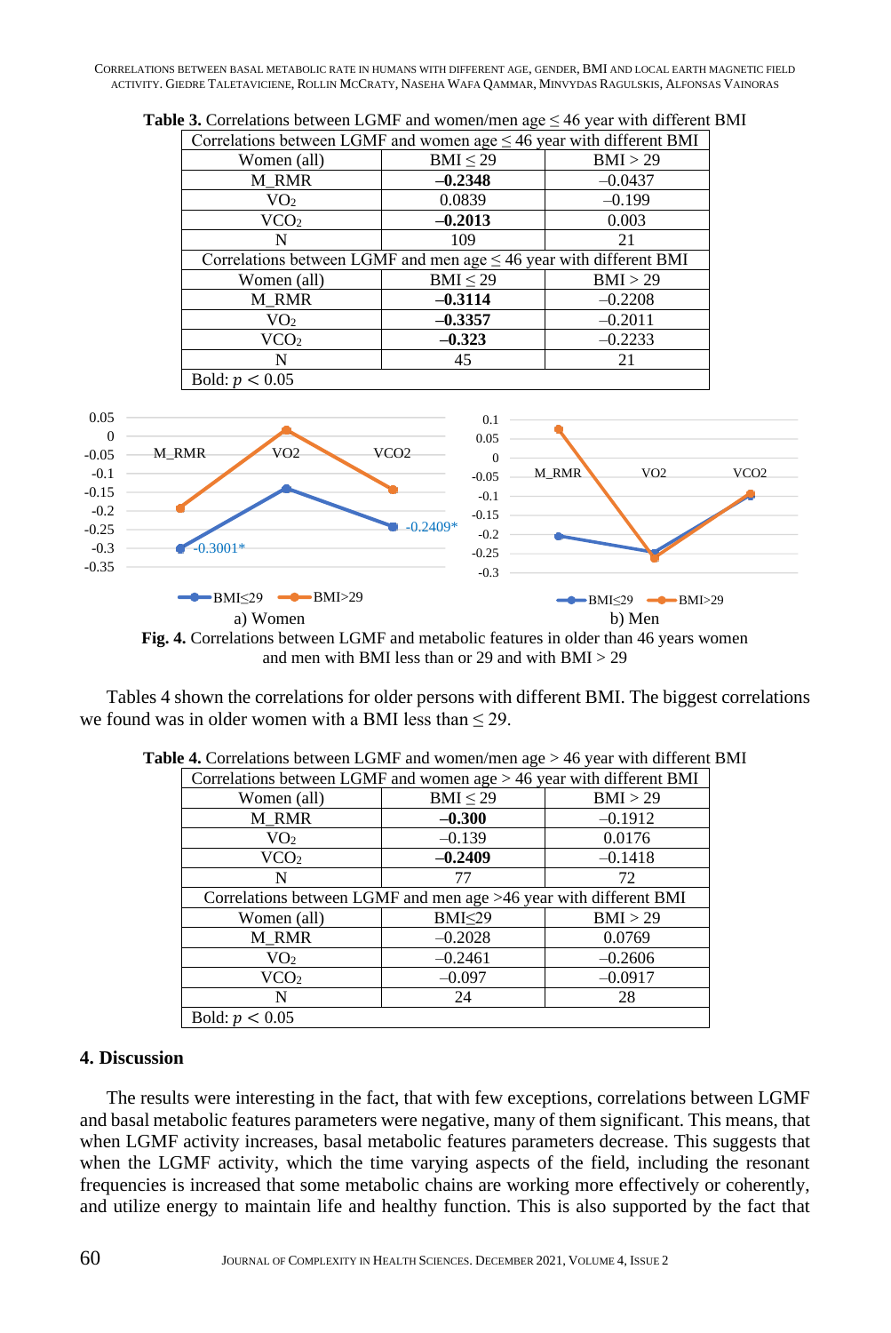**Table 3.** Correlations between LGMF and women/men age ≤ 46 year with different BMI

| Correlations between LGMF and women age ≤ 46 year with different BMI | | |
|---|---|---|
| Women (all) | BMI ≤ 29 | BMI > 29 |
| M_RMR | **–0.2348** | –0.0437 |
| $VO_2$ | 0.0839 | –0.199 |
| $VCO_2$ | **–0.2013** | 0.003 |
| N | 109 | 21 |
| Correlations between LGMF and men age ≤ 46 year with different BMI | | |
| Women (all) | BMI ≤ 29 | BMI > 29 |
| M_RMR | **–0.3114** | –0.2208 |
| $VO_2$ | **–0.3357** | –0.2011 |
| $VCO_2$ | **–0.323** | –0.2233 |
| N | 45 | 21 |
| Bold: $p < 0.05$ | | |

a) Women

b) Men

**Fig. 4.** Correlations between LGMF and metabolic features in older than 46 years women and men with BMI less than or 29 and with BMI > 29

Tables 4 shown the correlations for older persons with different BMI. The biggest correlations we found was in older women with a BMI less than ≤ 29.

**Table 4.** Correlations between LGMF and women/men age > 46 year with different BMI

| Correlations between LGMF and women age > 46 year with different BMI | | |
|---|---|---|
| Women (all) | BMI ≤ 29 | BMI > 29 |
| M_RMR | **–0.300** | –0.1912 |
| $VO_2$ | –0.139 | 0.0176 |
| $VCO_2$ | **–0.2409** | –0.1418 |
| N | 77 | 72 |
| Correlations between LGMF and men age >46 year with different BMI | | |
| Women (all) | BMI≤29 | BMI > 29 |
| M_RMR | –0.2028 | 0.0769 |
| $VO_2$ | –0.2461 | –0.2606 |
| $VCO_2$ | –0.097 | –0.0917 |
| N | 24 | 28 |
| Bold: $p < 0.05$ | | |

## 4. Discussion

The results were interesting in the fact, that with few exceptions, correlations between LGMF and basal metabolic features parameters were negative, many of them significant. This means, that when LGMF activity increases, basal metabolic features parameters decrease. This suggests that when the LGMF activity, which the time varying aspects of the field, including the resonant frequencies is increased that some metabolic chains are working more effectively or coherently, and utilize energy to maintain life and healthy function. This is also supported by the fact that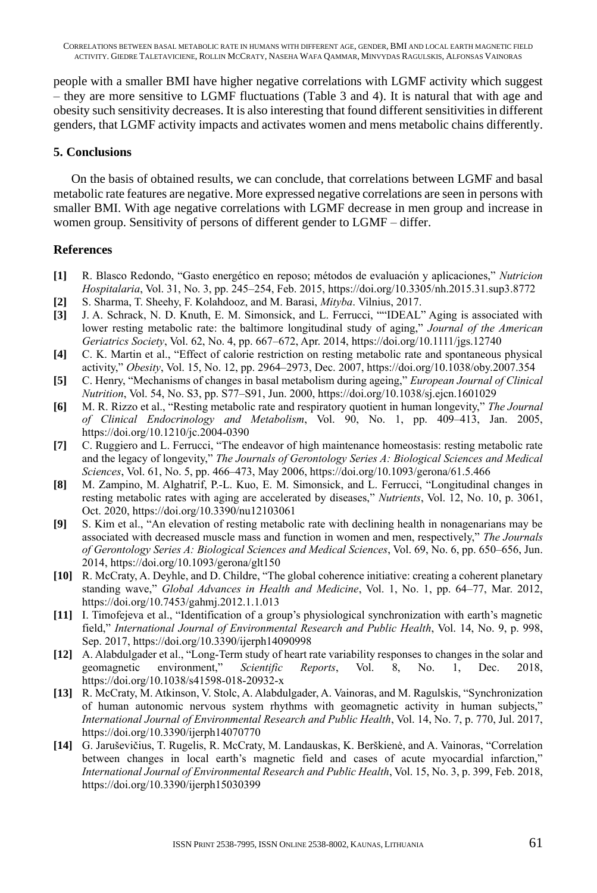people with a smaller BMI have higher negative correlations with LGMF activity which suggest – they are more sensitive to LGMF fluctuations (Table 3 and 4). It is natural that with age and obesity such sensitivity decreases. It is also interesting that found different sensitivities in different genders, that LGMF activity impacts and activates women and mens metabolic chains differently.

## 5. Conclusions

On the basis of obtained results, we can conclude, that correlations between LGMF and basal metabolic rate features are negative. More expressed negative correlations are seen in persons with smaller BMI. With age negative correlations with LGMF decrease in men group and increase in women group. Sensitivity of persons of different gender to LGMF – differ.

## References

**[1]** R. Blasco Redondo, "Gasto energético en reposo; métodos de evaluación y aplicaciones," *Nutricion Hospitalaria*, Vol. 31, No. 3, pp. 245–254, Feb. 2015, https://doi.org/10.3305/nh.2015.31.sup3.8772

**[2]** S. Sharma, T. Sheehy, F. Kolahdooz, and M. Barasi, *Mityba*. Vilnius, 2017.

**[3]** J. A. Schrack, N. D. Knuth, E. M. Simonsick, and L. Ferrucci, ""IDEAL" Aging is associated with lower resting metabolic rate: the baltimore longitudinal study of aging," *Journal of the American Geriatrics Society*, Vol. 62, No. 4, pp. 667–672, Apr. 2014, https://doi.org/10.1111/jgs.12740

**[4]** C. K. Martin et al., "Effect of calorie restriction on resting metabolic rate and spontaneous physical activity," *Obesity*, Vol. 15, No. 12, pp. 2964–2973, Dec. 2007, https://doi.org/10.1038/oby.2007.354

**[5]** C. Henry, "Mechanisms of changes in basal metabolism during ageing," *European Journal of Clinical Nutrition*, Vol. 54, No. S3, pp. S77–S91, Jun. 2000, https://doi.org/10.1038/sj.ejcn.1601029

**[6]** M. R. Rizzo et al., "Resting metabolic rate and respiratory quotient in human longevity," *The Journal of Clinical Endocrinology and Metabolism*, Vol. 90, No. 1, pp. 409–413, Jan. 2005, https://doi.org/10.1210/jc.2004-0390

**[7]** C. Ruggiero and L. Ferrucci, "The endeavor of high maintenance homeostasis: resting metabolic rate and the legacy of longevity," *The Journals of Gerontology Series A: Biological Sciences and Medical Sciences*, Vol. 61, No. 5, pp. 466–473, May 2006, https://doi.org/10.1093/gerona/61.5.466

**[8]** M. Zampino, M. Alghatrif, P.-L. Kuo, E. M. Simonsick, and L. Ferrucci, "Longitudinal changes in resting metabolic rates with aging are accelerated by diseases," *Nutrients*, Vol. 12, No. 10, p. 3061, Oct. 2020, https://doi.org/10.3390/nu12103061

**[9]** S. Kim et al., "An elevation of resting metabolic rate with declining health in nonagenarians may be associated with decreased muscle mass and function in women and men, respectively," *The Journals of Gerontology Series A: Biological Sciences and Medical Sciences*, Vol. 69, No. 6, pp. 650–656, Jun. 2014, https://doi.org/10.1093/gerona/glt150

**[10]** R. McCraty, A. Deyhle, and D. Childre, "The global coherence initiative: creating a coherent planetary standing wave," *Global Advances in Health and Medicine*, Vol. 1, No. 1, pp. 64–77, Mar. 2012, https://doi.org/10.7453/gahmj.2012.1.1.013

**[11]** I. Timofejeva et al., "Identification of a group's physiological synchronization with earth's magnetic field," *International Journal of Environmental Research and Public Health*, Vol. 14, No. 9, p. 998, Sep. 2017, https://doi.org/10.3390/ijerph14090998

**[12]** A. Alabdulgader et al., "Long-Term study of heart rate variability responses to changes in the solar and geomagnetic environment," *Scientific Reports*, Vol. 8, No. 1, Dec. 2018, https://doi.org/10.1038/s41598-018-20932-x

**[13]** R. McCraty, M. Atkinson, V. Stolc, A. Alabdulgader, A. Vainoras, and M. Ragulskis, "Synchronization of human autonomic nervous system rhythms with geomagnetic activity in human subjects," *International Journal of Environmental Research and Public Health*, Vol. 14, No. 7, p. 770, Jul. 2017, https://doi.org/10.3390/ijerph14070770

**[14]** G. Jaruševičius, T. Rugelis, R. McCraty, M. Landauskas, K. Berškienė, and A. Vainoras, "Correlation between changes in local earth's magnetic field and cases of acute myocardial infarction," *International Journal of Environmental Research and Public Health*, Vol. 15, No. 3, p. 399, Feb. 2018, https://doi.org/10.3390/ijerph15030399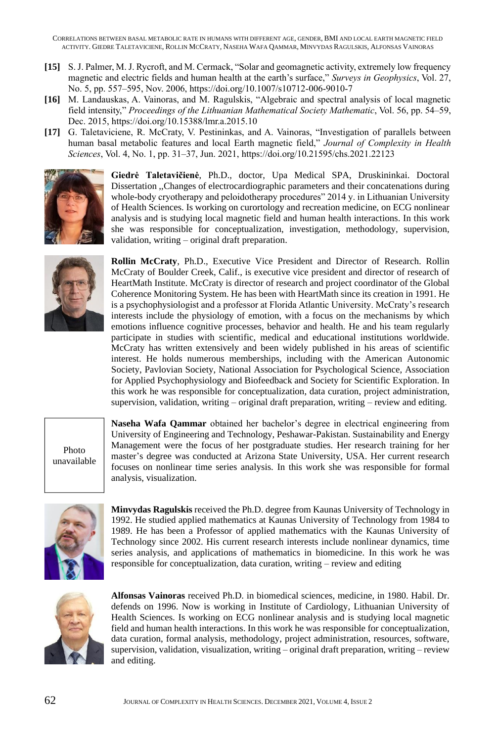**[15]** S. J. Palmer, M. J. Rycroft, and M. Cermack, "Solar and geomagnetic activity, extremely low frequency magnetic and electric fields and human health at the earth's surface," *Surveys in Geophysics*, Vol. 27, No. 5, pp. 557–595, Nov. 2006, https://doi.org/10.1007/s10712-006-9010-7

**[16]** M. Landauskas, A. Vainoras, and M. Ragulskis, "Algebraic and spectral analysis of local magnetic field intensity," *Proceedings of the Lithuanian Mathematical Society Mathematic*, Vol. 56, pp. 54–59, Dec. 2015, https://doi.org/10.15388/lmr.a.2015.10

**[17]** G. Taletaviciene, R. McCraty, V. Pestininkas, and A. Vainoras, "Investigation of parallels between human basal metabolic features and local Earth magnetic field," *Journal of Complexity in Health Sciences*, Vol. 4, No. 1, pp. 31–37, Jun. 2021, https://doi.org/10.21595/chs.2021.22123

**Giedrė Taletavičienė**, Ph.D., doctor, Upa Medical SPA, Druskininkai. Doctoral Dissertation „Changes of electrocardiographic parameters and their concatenations during whole-body cryotherapy and peloidotherapy procedures" 2014 y. in Lithuanian University of Health Sciences. Is working on curortology and recreation medicine, on ECG nonlinear analysis and is studying local magnetic field and human health interactions. In this work she was responsible for conceptualization, investigation, methodology, supervision, validation, writing – original draft preparation.

**Rollin McCraty**, Ph.D., Executive Vice President and Director of Research. Rollin McCraty of Boulder Creek, Calif., is executive vice president and director of research of HeartMath Institute. McCraty is director of research and project coordinator of the Global Coherence Monitoring System. He has been with HeartMath since its creation in 1991. He is a psychophysiologist and a professor at Florida Atlantic University. McCraty's research interests include the physiology of emotion, with a focus on the mechanisms by which emotions influence cognitive processes, behavior and health. He and his team regularly participate in studies with scientific, medical and educational institutions worldwide. McCraty has written extensively and been widely published in his areas of scientific interest. He holds numerous memberships, including with the American Autonomic Society, Pavlovian Society, National Association for Psychological Science, Association for Applied Psychophysiology and Biofeedback and Society for Scientific Exploration. In this work he was responsible for conceptualization, data curation, project administration, supervision, validation, writing – original draft preparation, writing – review and editing.

Photo unavailable

**Naseha Wafa Qammar** obtained her bachelor's degree in electrical engineering from University of Engineering and Technology, Peshawar-Pakistan. Sustainability and Energy Management were the focus of her postgraduate studies. Her research training for her master's degree was conducted at Arizona State University, USA. Her current research focuses on nonlinear time series analysis. In this work she was responsible for formal analysis, visualization.

**Minvydas Ragulskis** received the Ph.D. degree from Kaunas University of Technology in 1992. He studied applied mathematics at Kaunas University of Technology from 1984 to 1989. He has been a Professor of applied mathematics with the Kaunas University of Technology since 2002. His current research interests include nonlinear dynamics, time series analysis, and applications of mathematics in biomedicine. In this work he was responsible for conceptualization, data curation, writing – review and editing

**Alfonsas Vainoras** received Ph.D. in biomedical sciences, medicine, in 1980. Habil. Dr. defends on 1996. Now is working in Institute of Cardiology, Lithuanian University of Health Sciences. Is working on ECG nonlinear analysis and is studying local magnetic field and human health interactions. In this work he was responsible for conceptualization, data curation, formal analysis, methodology, project administration, resources, software, supervision, validation, visualization, writing – original draft preparation, writing – review and editing.